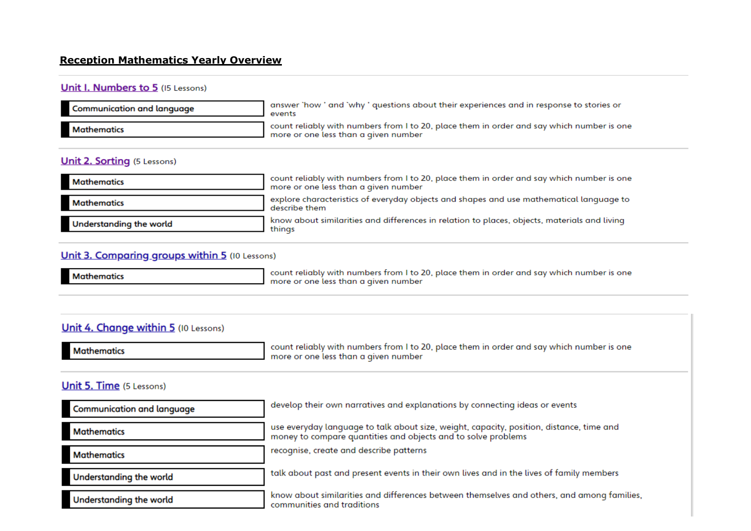# Reception Mathematics Yearly Overview

## Unit I. Numbers to 5 (I5 Lessons)

| | |
|---|---|
| Communication and language | answer 'how ' and 'why ' questions about their experiences and in response to stories or events |
| Mathematics | count reliably with numbers from I to 20, place them in order and say which number is one more or one less than a given number |

## Unit 2. Sorting (5 Lessons)

| | |
|---|---|
| Mathematics | count reliably with numbers from I to 20, place them in order and say which number is one more or one less than a given number |
| Mathematics | explore characteristics of everyday objects and shapes and use mathematical language to describe them |
| Understanding the world | know about similarities and differences in relation to places, objects, materials and living things |

## Unit 3. Comparing groups within 5 (I0 Lessons)

| | |
|---|---|
| Mathematics | count reliably with numbers from I to 20, place them in order and say which number is one more or one less than a given number |

## Unit 4. Change within 5 (I0 Lessons)

| | |
|---|---|
| Mathematics | count reliably with numbers from I to 20, place them in order and say which number is one more or one less than a given number |

## Unit 5. Time (5 Lessons)

| | |
|---|---|
| Communication and language | develop their own narratives and explanations by connecting ideas or events |
| Mathematics | use everyday language to talk about size, weight, capacity, position, distance, time and money to compare quantities and objects and to solve problems |
| Mathematics | recognise, create and describe patterns |
| Understanding the world | talk about past and present events in their own lives and in the lives of family members |
| Understanding the world | know about similarities and differences between themselves and others, and among families, communities and traditions |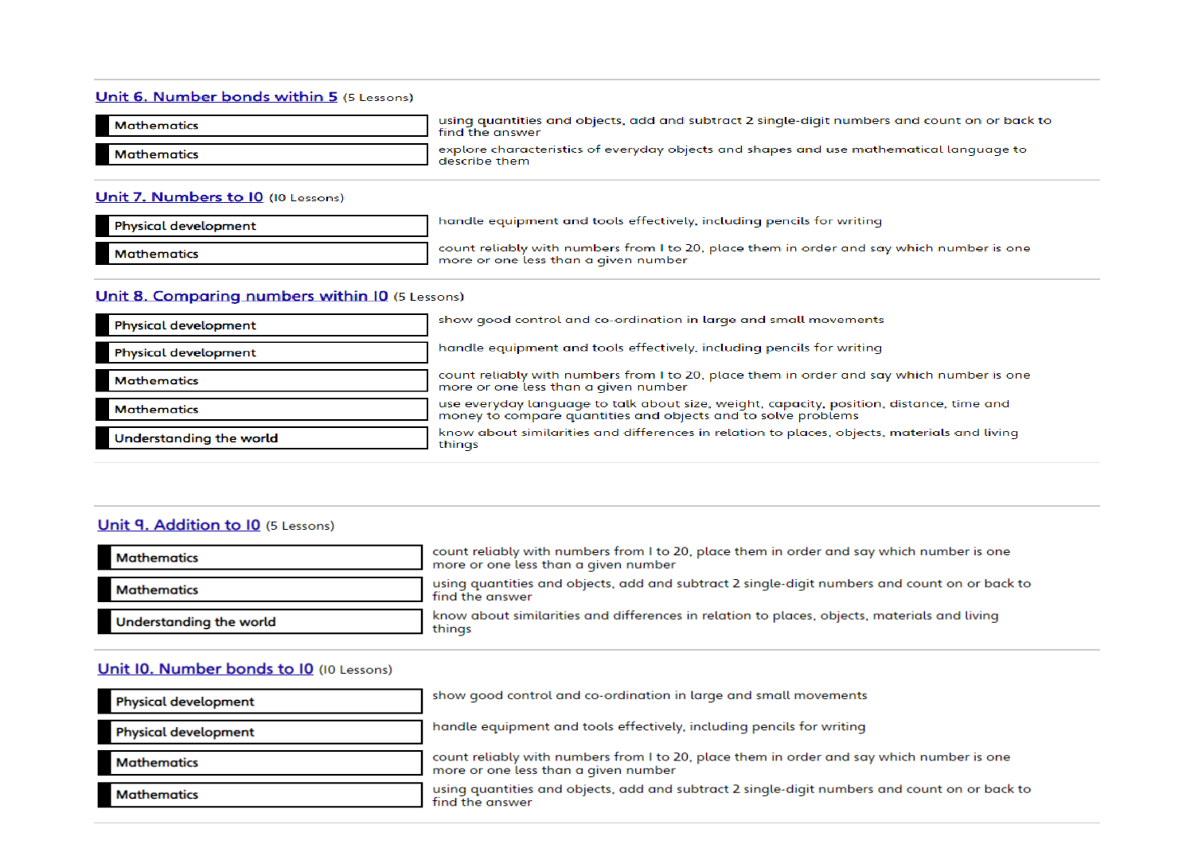## Unit 6. Number bonds within 5 (5 Lessons)

| Area | Objective |
| --- | --- |
| Mathematics | using quantities and objects, add and subtract 2 single-digit numbers and count on or back to find the answer |
| Mathematics | explore characteristics of everyday objects and shapes and use mathematical language to describe them |

## Unit 7. Numbers to 10 (10 Lessons)

| Area | Objective |
| --- | --- |
| Physical development | handle equipment and tools effectively, including pencils for writing |
| Mathematics | count reliably with numbers from 1 to 20, place them in order and say which number is one more or one less than a given number |

## Unit 8. Comparing numbers within 10 (5 Lessons)

| Area | Objective |
| --- | --- |
| Physical development | show good control and co-ordination in large and small movements |
| Physical development | handle equipment and tools effectively, including pencils for writing |
| Mathematics | count reliably with numbers from 1 to 20, place them in order and say which number is one more or one less than a given number |
| Mathematics | use everyday language to talk about size, weight, capacity, position, distance, time and money to compare quantities and objects and to solve problems |
| Understanding the world | know about similarities and differences in relation to places, objects, materials and living things |

## Unit 9. Addition to 10 (5 Lessons)

| Area | Objective |
| --- | --- |
| Mathematics | count reliably with numbers from 1 to 20, place them in order and say which number is one more or one less than a given number |
| Mathematics | using quantities and objects, add and subtract 2 single-digit numbers and count on or back to find the answer |
| Understanding the world | know about similarities and differences in relation to places, objects, materials and living things |

## Unit 10. Number bonds to 10 (10 Lessons)

| Area | Objective |
| --- | --- |
| Physical development | show good control and co-ordination in large and small movements |
| Physical development | handle equipment and tools effectively, including pencils for writing |
| Mathematics | count reliably with numbers from 1 to 20, place them in order and say which number is one more or one less than a given number |
| Mathematics | using quantities and objects, add and subtract 2 single-digit numbers and count on or back to find the answer |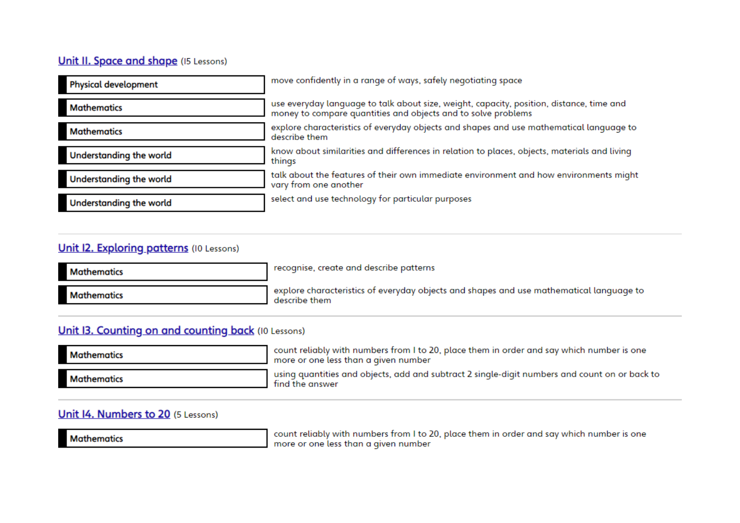## Unit 11. Space and shape (15 Lessons)

| | |
|---|---|
| Physical development | move confidently in a range of ways, safely negotiating space |
| Mathematics | use everyday language to talk about size, weight, capacity, position, distance, time and money to compare quantities and objects and to solve problems |
| Mathematics | explore characteristics of everyday objects and shapes and use mathematical language to describe them |
| Understanding the world | know about similarities and differences in relation to places, objects, materials and living things |
| Understanding the world | talk about the features of their own immediate environment and how environments might vary from one another |
| Understanding the world | select and use technology for particular purposes |

## Unit 12. Exploring patterns (10 Lessons)

| | |
|---|---|
| Mathematics | recognise, create and describe patterns |
| Mathematics | explore characteristics of everyday objects and shapes and use mathematical language to describe them |

## Unit 13. Counting on and counting back (10 Lessons)

| | |
|---|---|
| Mathematics | count reliably with numbers from 1 to 20, place them in order and say which number is one more or one less than a given number |
| Mathematics | using quantities and objects, add and subtract 2 single-digit numbers and count on or back to find the answer |

## Unit 14. Numbers to 20 (5 Lessons)

| | |
|---|---|
| Mathematics | count reliably with numbers from 1 to 20, place them in order and say which number is one more or one less than a given number |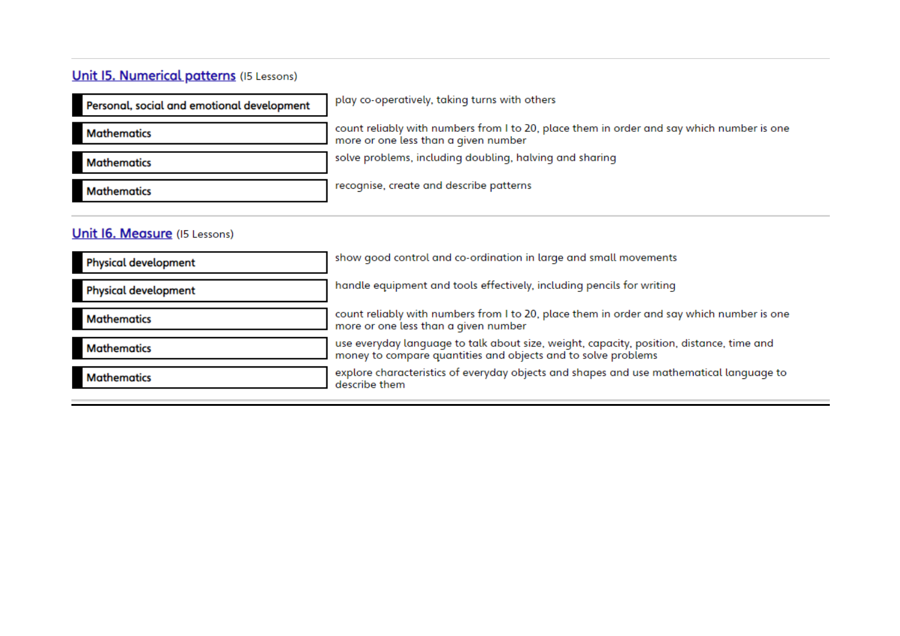## Unit 15. Numerical patterns (15 Lessons)

| Area | Objective |
| --- | --- |
| **Personal, social and emotional development** | play co-operatively, taking turns with others |
| **Mathematics** | count reliably with numbers from 1 to 20, place them in order and say which number is one more or one less than a given number |
| **Mathematics** | solve problems, including doubling, halving and sharing |
| **Mathematics** | recognise, create and describe patterns |

## Unit 16. Measure (15 Lessons)

| Area | Objective |
| --- | --- |
| **Physical development** | show good control and co-ordination in large and small movements |
| **Physical development** | handle equipment and tools effectively, including pencils for writing |
| **Mathematics** | count reliably with numbers from 1 to 20, place them in order and say which number is one more or one less than a given number |
| **Mathematics** | use everyday language to talk about size, weight, capacity, position, distance, time and money to compare quantities and objects and to solve problems |
| **Mathematics** | explore characteristics of everyday objects and shapes and use mathematical language to describe them |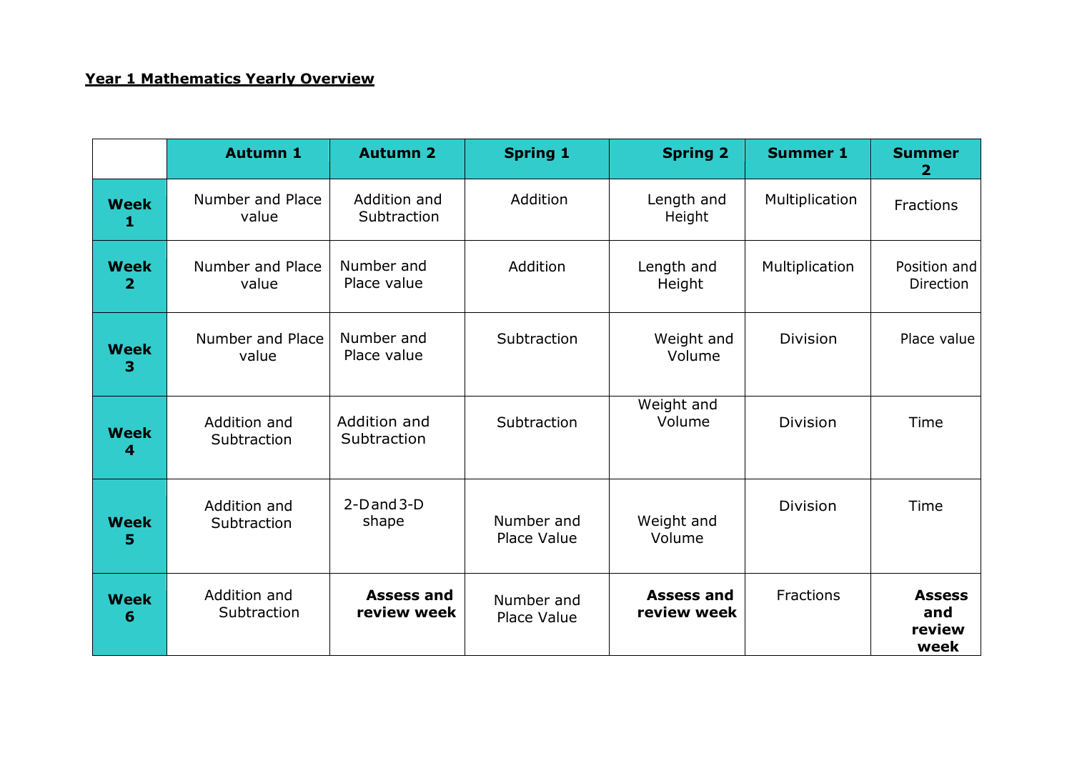**Year 1 Mathematics Yearly Overview**

| | Autumn 1 | Autumn 2 | Spring 1 | Spring 2 | Summer 1 | Summer 2 |
|---|---|---|---|---|---|---|
| **Week 1** | Number and Place value | Addition and Subtraction | Addition | Length and Height | Multiplication | Fractions |
| **Week 2** | Number and Place value | Number and Place value | Addition | Length and Height | Multiplication | Position and Direction |
| **Week 3** | Number and Place value | Number and Place value | Subtraction | Weight and Volume | Division | Place value |
| **Week 4** | Addition and Subtraction | Addition and Subtraction | Subtraction | Weight and Volume | Division | Time |
| **Week 5** | Addition and Subtraction | 2-D and 3-D shape | Number and Place Value | Weight and Volume | Division | Time |
| **Week 6** | Addition and Subtraction | **Assess and review week** | Number and Place Value | **Assess and review week** | Fractions | **Assess and review week** |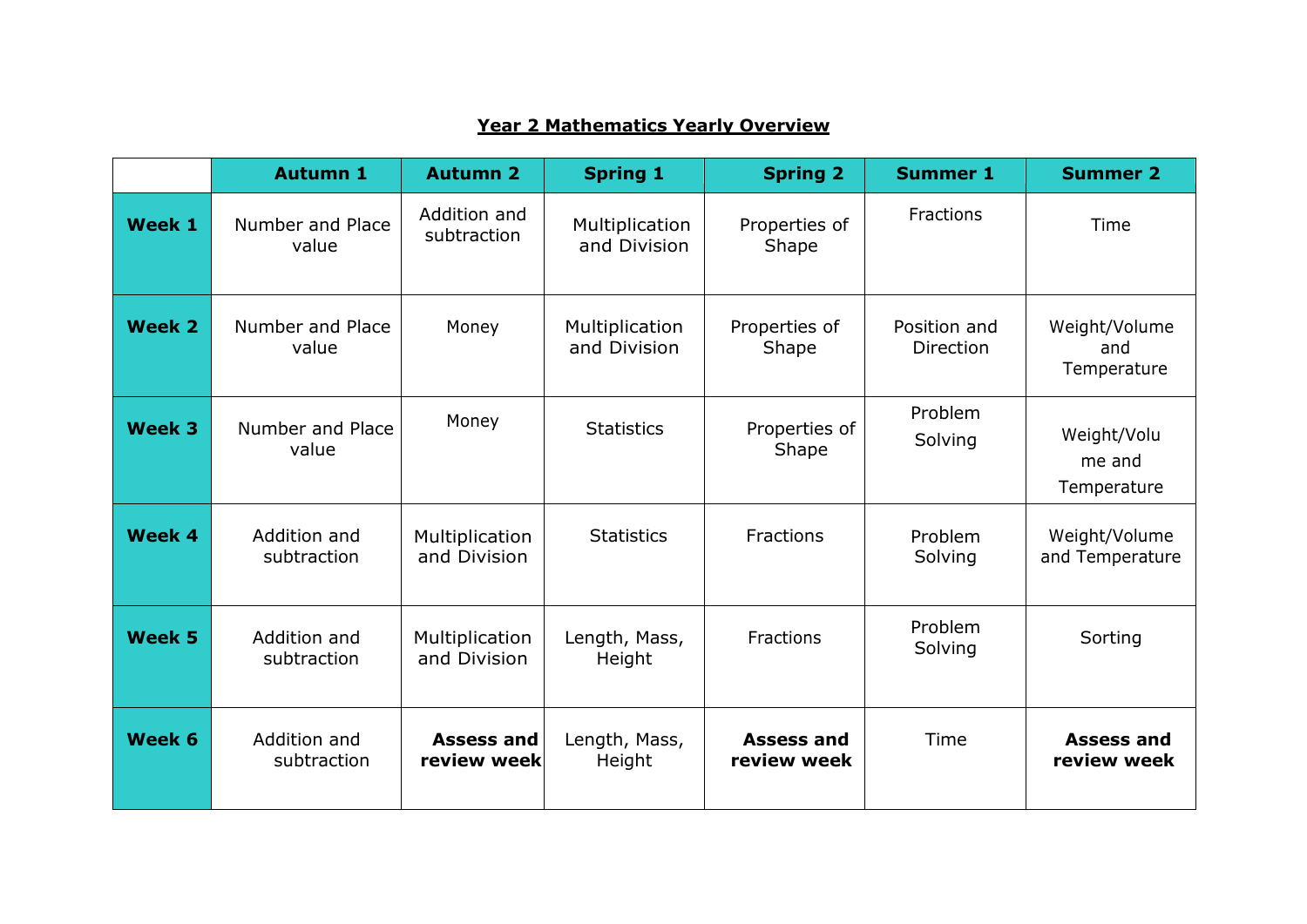**Year 2 Mathematics Yearly Overview**

| | Autumn 1 | Autumn 2 | Spring 1 | Spring 2 | Summer 1 | Summer 2 |
|---|---|---|---|---|---|---|
| **Week 1** | Number and Place value | Addition and subtraction | Multiplication and Division | Properties of Shape | Fractions | Time |
| **Week 2** | Number and Place value | Money | Multiplication and Division | Properties of Shape | Position and Direction | Weight/Volume and Temperature |
| **Week 3** | Number and Place value | Money | Statistics | Properties of Shape | Problem Solving | Weight/Volume and Temperature |
| **Week 4** | Addition and subtraction | Multiplication and Division | Statistics | Fractions | Problem Solving | Weight/Volume and Temperature |
| **Week 5** | Addition and subtraction | Multiplication and Division | Length, Mass, Height | Fractions | Problem Solving | Sorting |
| **Week 6** | Addition and subtraction | **Assess and review week** | Length, Mass, Height | **Assess and review week** | Time | **Assess and review week** |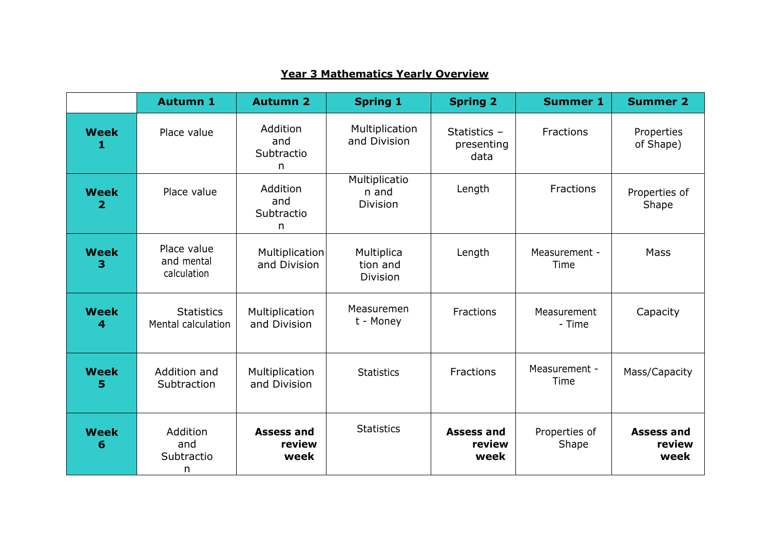# Year 3 Mathematics Yearly Overview

| | Autumn 1 | Autumn 2 | Spring 1 | Spring 2 | Summer 1 | Summer 2 |
|---|---|---|---|---|---|---|
| **Week 1** | Place value | Addition and Subtraction | Multiplication and Division | Statistics – presenting data | Fractions | Properties of Shape) |
| **Week 2** | Place value | Addition and Subtraction | Multiplication and Division | Length | Fractions | Properties of Shape |
| **Week 3** | Place value and mental calculation | Multiplication and Division | Multiplication and Division | Length | Measurement - Time | Mass |
| **Week 4** | Statistics Mental calculation | Multiplication and Division | Measurement - Money | Fractions | Measurement - Time | Capacity |
| **Week 5** | Addition and Subtraction | Multiplication and Division | Statistics | Fractions | Measurement - Time | Mass/Capacity |
| **Week 6** | Addition and Subtraction | **Assess and review week** | Statistics | **Assess and review week** | Properties of Shape | **Assess and review week** |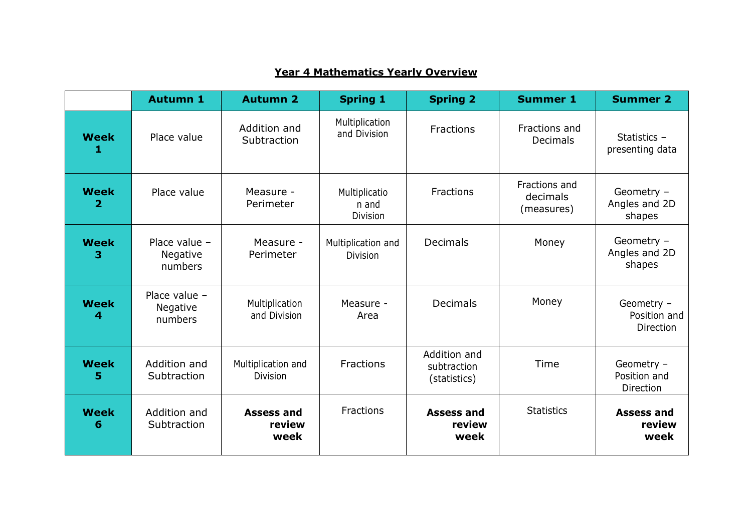# **Year 4 Mathematics Yearly Overview**

| | Autumn 1 | Autumn 2 | Spring 1 | Spring 2 | Summer 1 | Summer 2 |
|---|---|---|---|---|---|---|
| **Week 1** | Place value | Addition and Subtraction | Multiplication and Division | Fractions | Fractions and Decimals | Statistics – presenting data |
| **Week 2** | Place value | Measure - Perimeter | Multiplicatio n and Division | Fractions | Fractions and decimals (measures) | Geometry – Angles and 2D shapes |
| **Week 3** | Place value – Negative numbers | Measure - Perimeter | Multiplication and Division | Decimals | Money | Geometry – Angles and 2D shapes |
| **Week 4** | Place value – Negative numbers | Multiplication and Division | Measure - Area | Decimals | Money | Geometry – Position and Direction |
| **Week 5** | Addition and Subtraction | Multiplication and Division | Fractions | Addition and subtraction (statistics) | Time | Geometry – Position and Direction |
| **Week 6** | Addition and Subtraction | **Assess and review week** | Fractions | **Assess and review week** | Statistics | **Assess and review week** |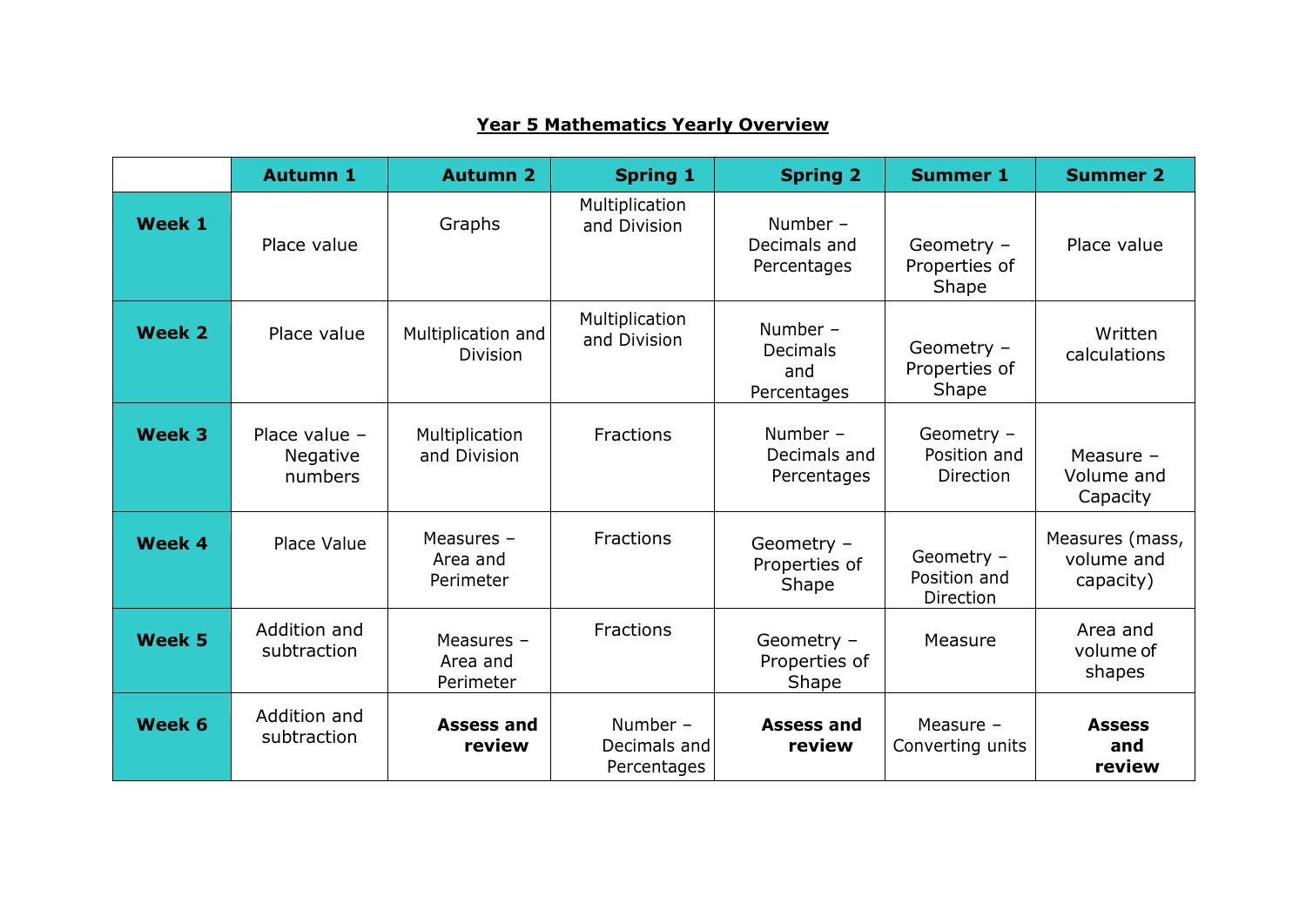# Year 5 Mathematics Yearly Overview

| | Autumn 1 | Autumn 2 | Spring 1 | Spring 2 | Summer 1 | Summer 2 |
|---|---|---|---|---|---|---|
| **Week 1** | Place value | Graphs | Multiplication and Division | Number – Decimals and Percentages | Geometry – Properties of Shape | Place value |
| **Week 2** | Place value | Multiplication and Division | Multiplication and Division | Number – Decimals and Percentages | Geometry – Properties of Shape | Written calculations |
| **Week 3** | Place value – Negative numbers | Multiplication and Division | Fractions | Number – Decimals and Percentages | Geometry – Position and Direction | Measure – Volume and Capacity |
| **Week 4** | Place Value | Measures – Area and Perimeter | Fractions | Geometry – Properties of Shape | Geometry – Position and Direction | Measures (mass, volume and capacity) |
| **Week 5** | Addition and subtraction | Measures – Area and Perimeter | Fractions | Geometry – Properties of Shape | Measure | Area and volume of shapes |
| **Week 6** | Addition and subtraction | **Assess and review** | Number – Decimals and Percentages | **Assess and review** | Measure – Converting units | **Assess and review** |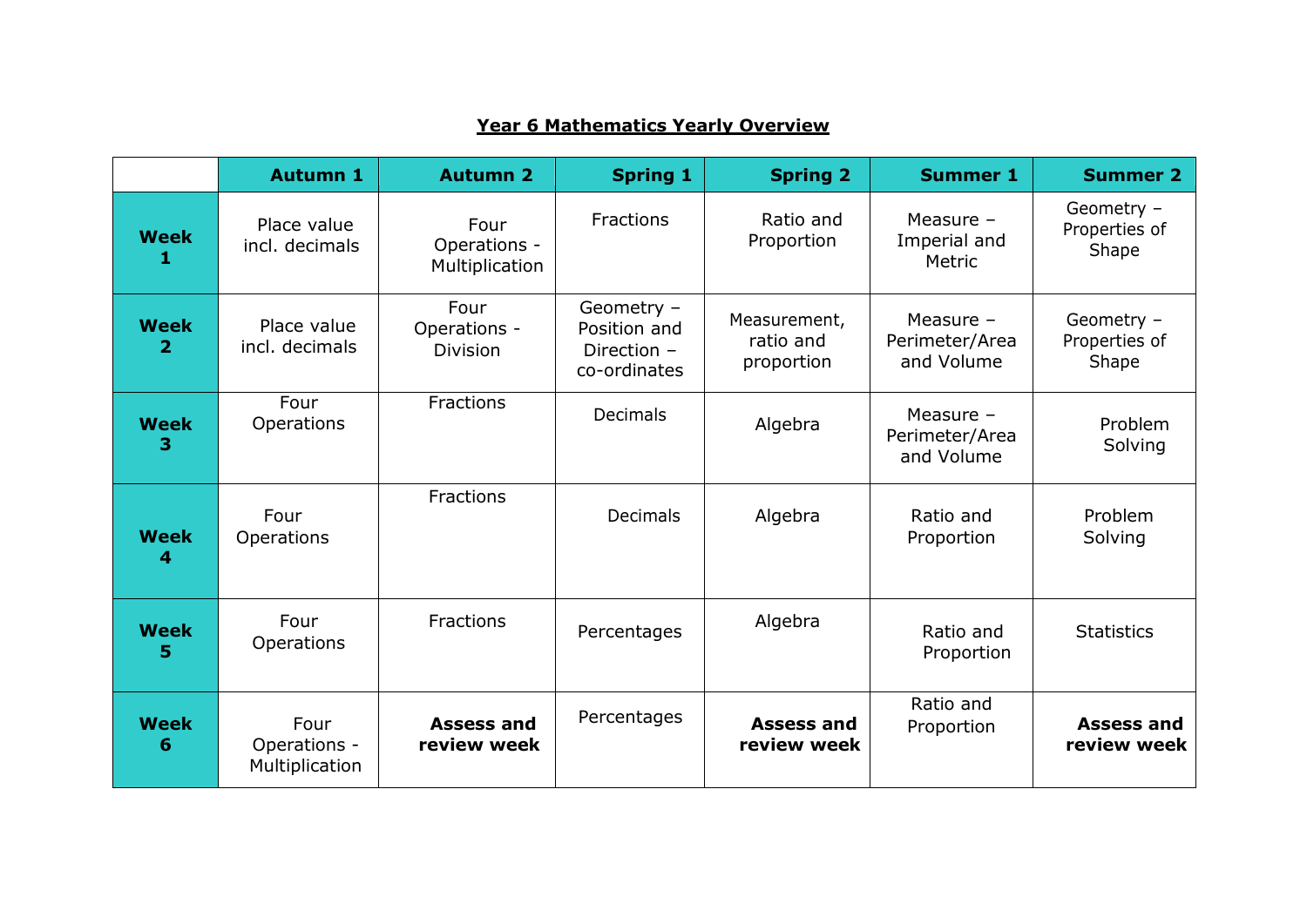**Year 6 Mathematics Yearly Overview**

| | Autumn 1 | Autumn 2 | Spring 1 | Spring 2 | Summer 1 | Summer 2 |
|---|---|---|---|---|---|---|
| **Week 1** | Place value incl. decimals | Four Operations - Multiplication | Fractions | Ratio and Proportion | Measure – Imperial and Metric | Geometry – Properties of Shape |
| **Week 2** | Place value incl. decimals | Four Operations - Division | Geometry – Position and Direction – co-ordinates | Measurement, ratio and proportion | Measure – Perimeter/Area and Volume | Geometry – Properties of Shape |
| **Week 3** | Four Operations | Fractions | Decimals | Algebra | Measure – Perimeter/Area and Volume | Problem Solving |
| **Week 4** | Four Operations | Fractions | Decimals | Algebra | Ratio and Proportion | Problem Solving |
| **Week 5** | Four Operations | Fractions | Percentages | Algebra | Ratio and Proportion | Statistics |
| **Week 6** | Four Operations - Multiplication | **Assess and review week** | Percentages | **Assess and review week** | Ratio and Proportion | **Assess and review week** |